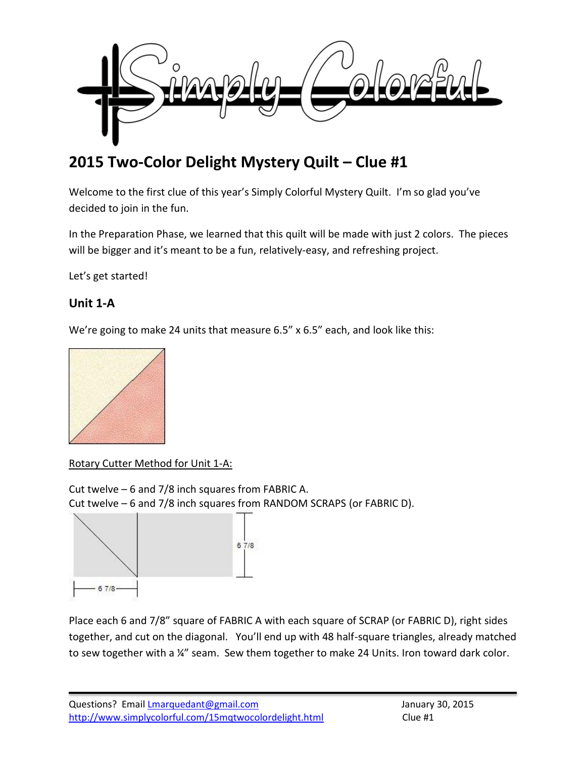# 2015 Two-Color Delight Mystery Quilt – Clue #1

Welcome to the first clue of this year's Simply Colorful Mystery Quilt. I'm so glad you've decided to join in the fun.

In the Preparation Phase, we learned that this quilt will be made with just 2 colors. The pieces will be bigger and it's meant to be a fun, relatively-easy, and refreshing project.

Let's get started!

## Unit 1-A

We're going to make 24 units that measure 6.5" x 6.5" each, and look like this:

Rotary Cutter Method for Unit 1-A:

Cut twelve – 6 and 7/8 inch squares from FABRIC A.
Cut twelve – 6 and 7/8 inch squares from RANDOM SCRAPS (or FABRIC D).

Place each 6 and 7/8" square of FABRIC A with each square of SCRAP (or FABRIC D), right sides together, and cut on the diagonal. You'll end up with 48 half-square triangles, already matched to sew together with a ¼" seam. Sew them together to make 24 Units. Iron toward dark color.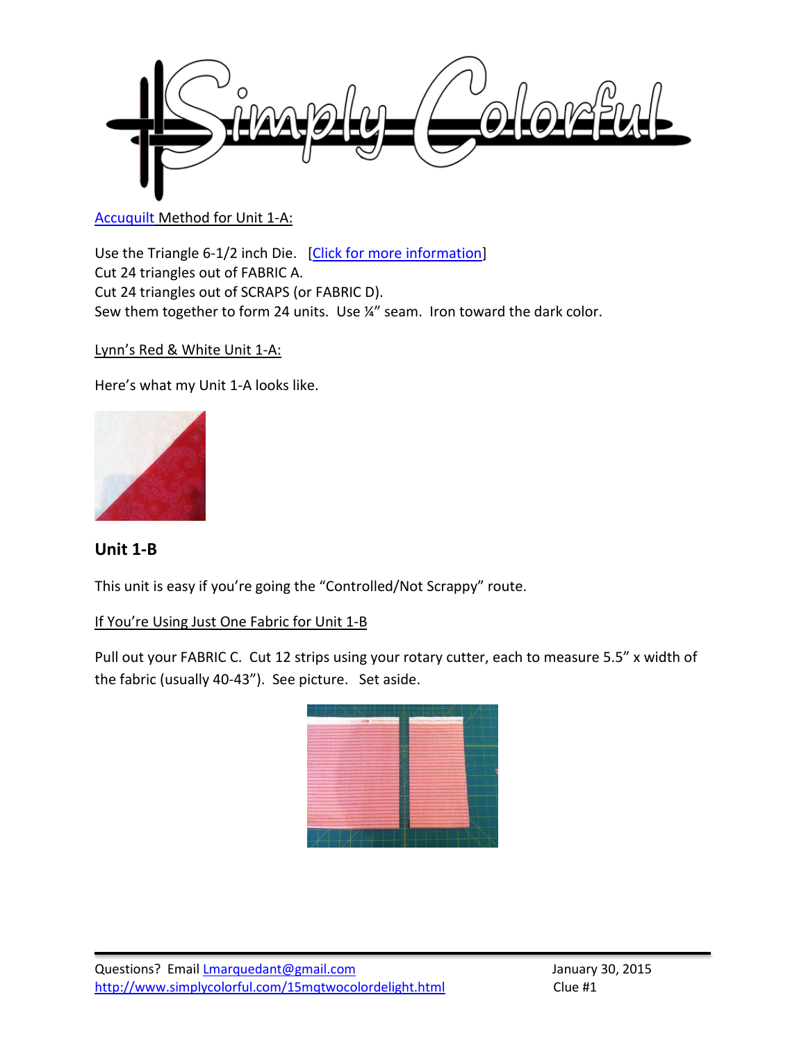[Accuquilt](#) Method for Unit 1-A:

Use the Triangle 6-1/2 inch Die. [[Click for more information](#)]
Cut 24 triangles out of FABRIC A.
Cut 24 triangles out of SCRAPS (or FABRIC D).
Sew them together to form 24 units. Use ¼" seam. Iron toward the dark color.

Lynn's Red & White Unit 1-A:

Here's what my Unit 1-A looks like.

## Unit 1-B

This unit is easy if you're going the "Controlled/Not Scrappy" route.

If You're Using Just One Fabric for Unit 1-B

Pull out your FABRIC C. Cut 12 strips using your rotary cutter, each to measure 5.5" x width of the fabric (usually 40-43"). See picture. Set aside.

Questions? Email Lmarquedant@gmail.com
http://www.simplycolorful.com/15mqtwocolordelight.html

January 30, 2015
Clue #1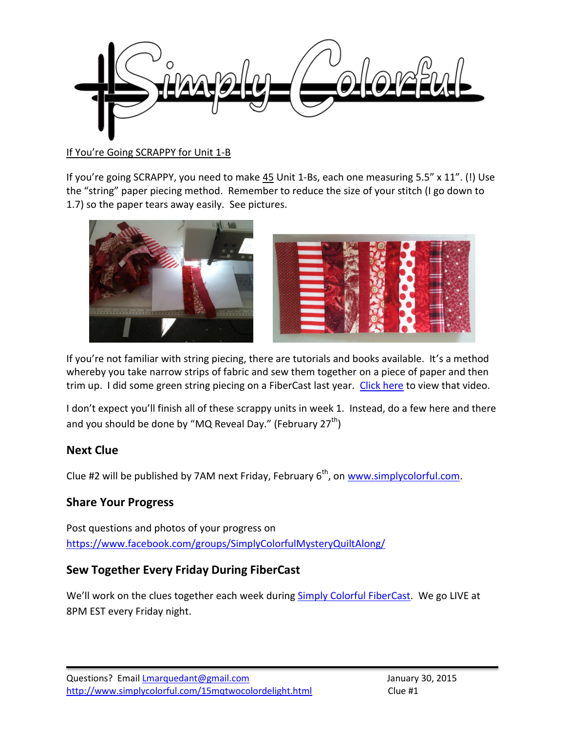If You're Going SCRAPPY for Unit 1-B

If you're going SCRAPPY, you need to make 45 Unit 1-Bs, each one measuring 5.5" x 11". (!) Use the "string" paper piecing method. Remember to reduce the size of your stitch (I go down to 1.7) so the paper tears away easily. See pictures.

If you're not familiar with string piecing, there are tutorials and books available. It's a method whereby you take narrow strips of fabric and sew them together on a piece of paper and then trim up. I did some green string piecing on a FiberCast last year. Click here to view that video.

I don't expect you'll finish all of these scrappy units in week 1. Instead, do a few here and there and you should be done by "MQ Reveal Day." (February 27th)

## Next Clue

Clue #2 will be published by 7AM next Friday, February 6th, on www.simplycolorful.com.

## Share Your Progress

Post questions and photos of your progress on
https://www.facebook.com/groups/SimplyColorfulMysteryQuiltAlong/

## Sew Together Every Friday During FiberCast

We'll work on the clues together each week during Simply Colorful FiberCast. We go LIVE at 8PM EST every Friday night.